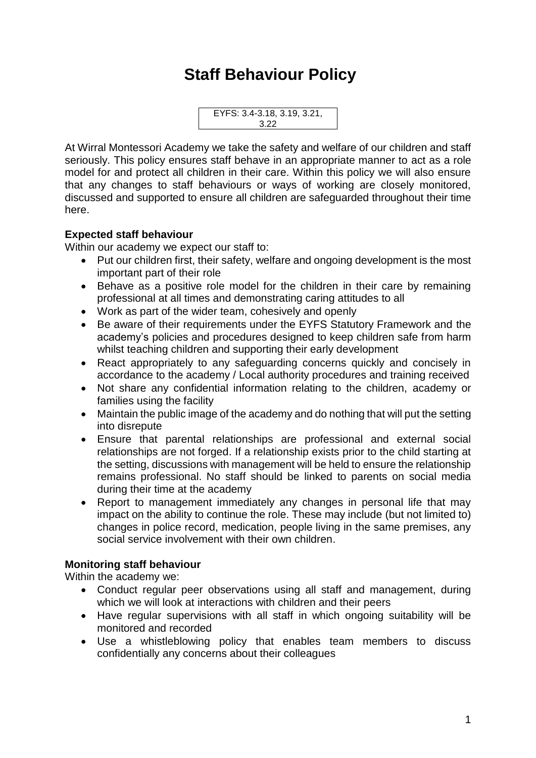# Staff Behaviour Policy

EYFS: 3.4-3.18, 3.19, 3.21, 3.22

At Wirral Montessori Academy we take the safety and welfare of our children and staff seriously. This policy ensures staff behave in an appropriate manner to act as a role model for and protect all children in their care. Within this policy we will also ensure that any changes to staff behaviours or ways of working are closely monitored, discussed and supported to ensure all children are safeguarded throughout their time here.

**Expected staff behaviour**

Within our academy we expect our staff to:

- Put our children first, their safety, welfare and ongoing development is the most important part of their role
- Behave as a positive role model for the children in their care by remaining professional at all times and demonstrating caring attitudes to all
- Work as part of the wider team, cohesively and openly
- Be aware of their requirements under the EYFS Statutory Framework and the academy's policies and procedures designed to keep children safe from harm whilst teaching children and supporting their early development
- React appropriately to any safeguarding concerns quickly and concisely in accordance to the academy / Local authority procedures and training received
- Not share any confidential information relating to the children, academy or families using the facility
- Maintain the public image of the academy and do nothing that will put the setting into disrepute
- Ensure that parental relationships are professional and external social relationships are not forged. If a relationship exists prior to the child starting at the setting, discussions with management will be held to ensure the relationship remains professional. No staff should be linked to parents on social media during their time at the academy
- Report to management immediately any changes in personal life that may impact on the ability to continue the role. These may include (but not limited to) changes in police record, medication, people living in the same premises, any social service involvement with their own children.

**Monitoring staff behaviour**

Within the academy we:

- Conduct regular peer observations using all staff and management, during which we will look at interactions with children and their peers
- Have regular supervisions with all staff in which ongoing suitability will be monitored and recorded
- Use a whistleblowing policy that enables team members to discuss confidentially any concerns about their colleagues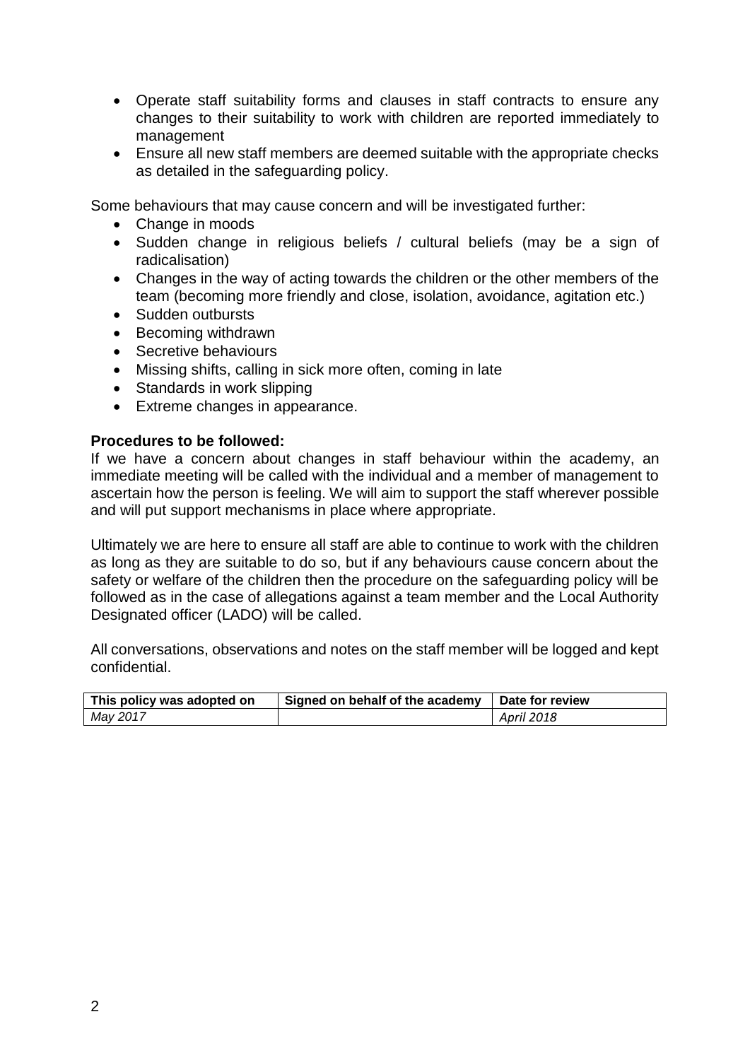- Operate staff suitability forms and clauses in staff contracts to ensure any changes to their suitability to work with children are reported immediately to management
- Ensure all new staff members are deemed suitable with the appropriate checks as detailed in the safeguarding policy.

Some behaviours that may cause concern and will be investigated further:

- Change in moods
- Sudden change in religious beliefs / cultural beliefs (may be a sign of radicalisation)
- Changes in the way of acting towards the children or the other members of the team (becoming more friendly and close, isolation, avoidance, agitation etc.)
- Sudden outbursts
- Becoming withdrawn
- Secretive behaviours
- Missing shifts, calling in sick more often, coming in late
- Standards in work slipping
- Extreme changes in appearance.

**Procedures to be followed:**

If we have a concern about changes in staff behaviour within the academy, an immediate meeting will be called with the individual and a member of management to ascertain how the person is feeling. We will aim to support the staff wherever possible and will put support mechanisms in place where appropriate.

Ultimately we are here to ensure all staff are able to continue to work with the children as long as they are suitable to do so, but if any behaviours cause concern about the safety or welfare of the children then the procedure on the safeguarding policy will be followed as in the case of allegations against a team member and the Local Authority Designated officer (LADO) will be called.

All conversations, observations and notes on the staff member will be logged and kept confidential.

| This policy was adopted on | Signed on behalf of the academy | Date for review |
|---|---|---|
| *May 2017* | | *April 2018* |